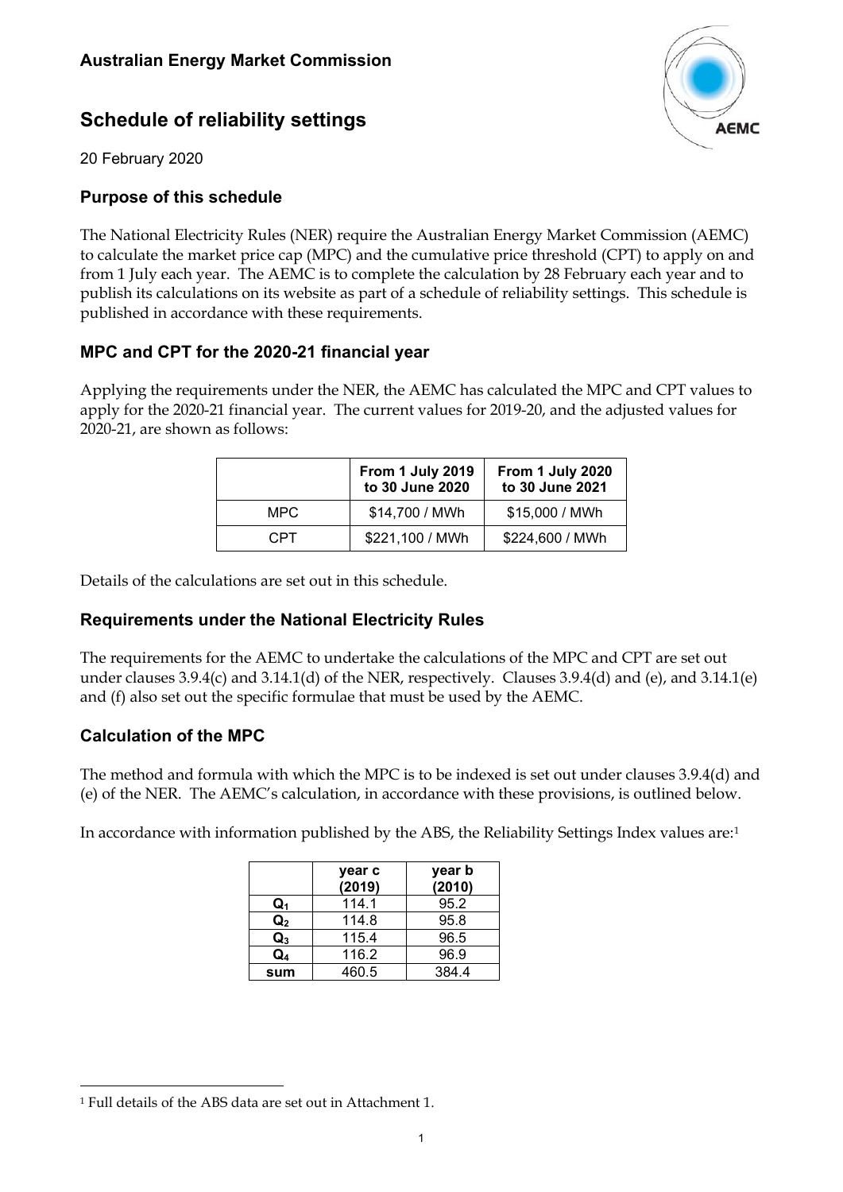**Australian Energy Market Commission**

# Schedule of reliability settings

20 February 2020

## Purpose of this schedule

The National Electricity Rules (NER) require the Australian Energy Market Commission (AEMC) to calculate the market price cap (MPC) and the cumulative price threshold (CPT) to apply on and from 1 July each year. The AEMC is to complete the calculation by 28 February each year and to publish its calculations on its website as part of a schedule of reliability settings. This schedule is published in accordance with these requirements.

## MPC and CPT for the 2020-21 financial year

Applying the requirements under the NER, the AEMC has calculated the MPC and CPT values to apply for the 2020-21 financial year. The current values for 2019-20, and the adjusted values for 2020-21, are shown as follows:

| | From 1 July 2019 to 30 June 2020 | From 1 July 2020 to 30 June 2021 |
|---|---|---|
| MPC | $14,700 / MWh | $15,000 / MWh |
| CPT | $221,100 / MWh | $224,600 / MWh |

Details of the calculations are set out in this schedule.

## Requirements under the National Electricity Rules

The requirements for the AEMC to undertake the calculations of the MPC and CPT are set out under clauses 3.9.4(c) and 3.14.1(d) of the NER, respectively. Clauses 3.9.4(d) and (e), and 3.14.1(e) and (f) also set out the specific formulae that must be used by the AEMC.

## Calculation of the MPC

The method and formula with which the MPC is to be indexed is set out under clauses 3.9.4(d) and (e) of the NER. The AEMC's calculation, in accordance with these provisions, is outlined below.

In accordance with information published by the ABS, the Reliability Settings Index values are:[1]

| | year c (2019) | year b (2010) |
|---|---|---|
| $Q_1$ | 114.1 | 95.2 |
| $Q_2$ | 114.8 | 95.8 |
| $Q_3$ | 115.4 | 96.5 |
| $Q_4$ | 116.2 | 96.9 |
| **sum** | 460.5 | 384.4 |

[1] Full details of the ABS data are set out in Attachment 1.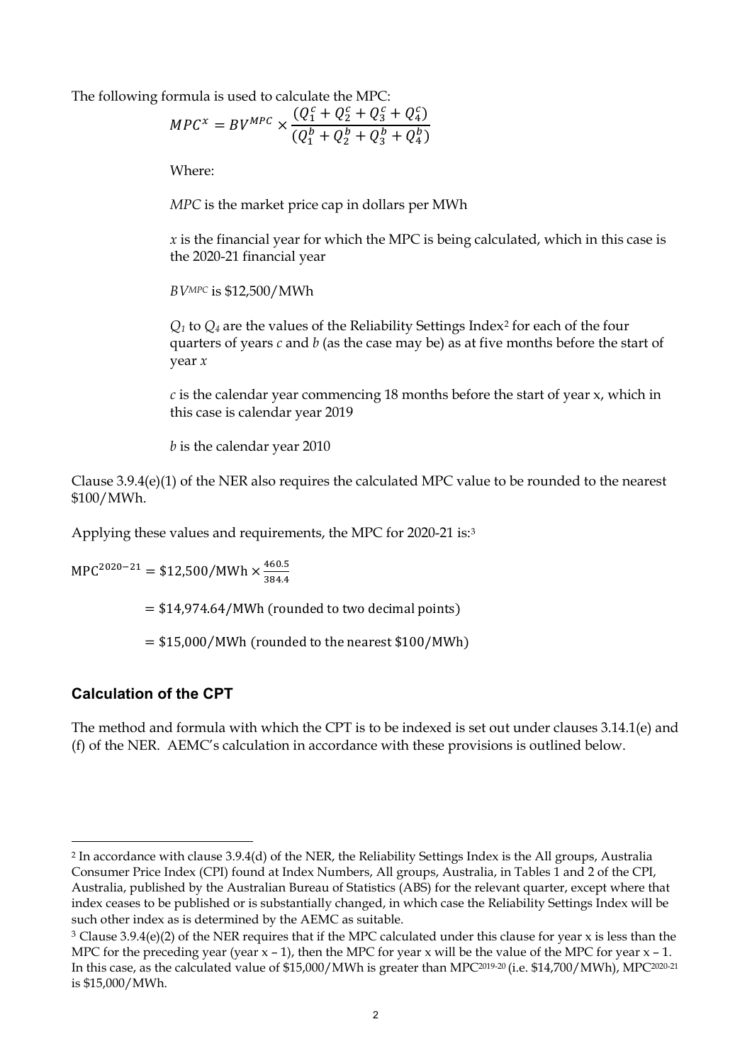The following formula is used to calculate the MPC:

$$MPC^x = BV^{MPC} \times \frac{(Q_1^c + Q_2^c + Q_3^c + Q_4^c)}{(Q_1^b + Q_2^b + Q_3^b + Q_4^b)}$$

Where:

*MPC* is the market price cap in dollars per MWh

*x* is the financial year for which the MPC is being calculated, which in this case is the 2020-21 financial year

$BV^{MPC}$ is $12,500/MWh

$Q_1$ to $Q_4$ are the values of the Reliability Settings Index[2] for each of the four quarters of years *c* and *b* (as the case may be) as at five months before the start of year *x*

*c* is the calendar year commencing 18 months before the start of year x, which in this case is calendar year 2019

*b* is the calendar year 2010

Clause 3.9.4(e)(1) of the NER also requires the calculated MPC value to be rounded to the nearest $100/MWh.

Applying these values and requirements, the MPC for 2020-21 is:[3]

$$\text{MPC}^{2020-21} = \$12{,}500/\text{MWh} \times \frac{460.5}{384.4}$$

$$= \$14{,}974.64/\text{MWh (rounded to two decimal points)}$$

$$= \$15{,}000/\text{MWh (rounded to the nearest \$100/MWh)}$$

## Calculation of the CPT

The method and formula with which the CPT is to be indexed is set out under clauses 3.14.1(e) and (f) of the NER. AEMC's calculation in accordance with these provisions is outlined below.

---

[2] In accordance with clause 3.9.4(d) of the NER, the Reliability Settings Index is the All groups, Australia Consumer Price Index (CPI) found at Index Numbers, All groups, Australia, in Tables 1 and 2 of the CPI, Australia, published by the Australian Bureau of Statistics (ABS) for the relevant quarter, except where that index ceases to be published or is substantially changed, in which case the Reliability Settings Index will be such other index as is determined by the AEMC as suitable.

[3] Clause 3.9.4(e)(2) of the NER requires that if the MPC calculated under this clause for year x is less than the MPC for the preceding year (year x – 1), then the MPC for year x will be the value of the MPC for year x – 1. In this case, as the calculated value of $15,000/MWh is greater than $MPC^{2019-20}$ (i.e. $14,700/MWh), $MPC^{2020-21}$ is $15,000/MWh.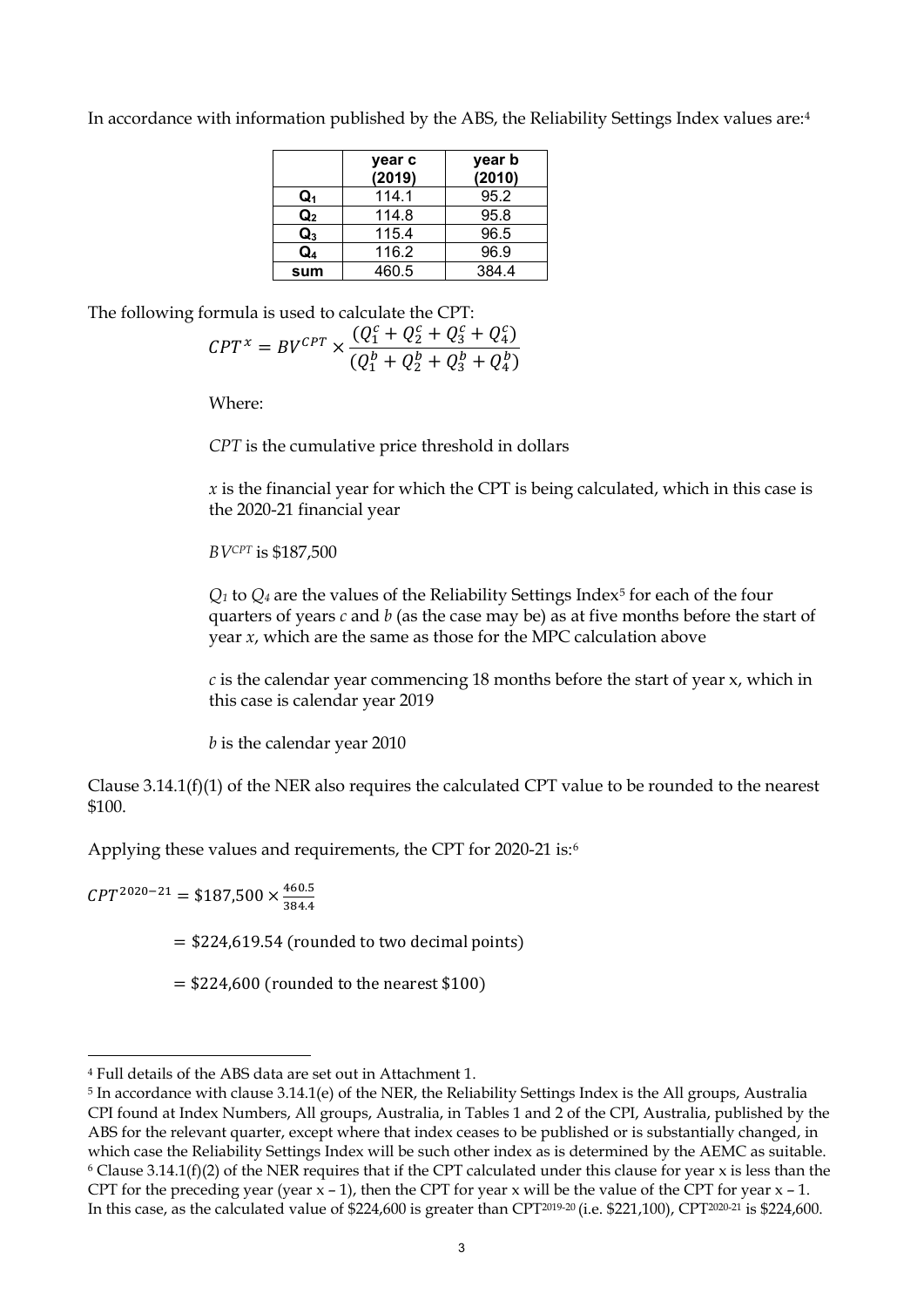In accordance with information published by the ABS, the Reliability Settings Index values are:[4]

| | year c (2019) | year b (2010) |
|---|---|---|
| $Q_1$ | 114.1 | 95.2 |
| $Q_2$ | 114.8 | 95.8 |
| $Q_3$ | 115.4 | 96.5 |
| $Q_4$ | 116.2 | 96.9 |
| sum | 460.5 | 384.4 |

The following formula is used to calculate the CPT:

$$CPT^x = BV^{CPT} \times \frac{(Q_1^c + Q_2^c + Q_3^c + Q_4^c)}{(Q_1^b + Q_2^b + Q_3^b + Q_4^b)}$$

Where:

*CPT* is the cumulative price threshold in dollars

*x* is the financial year for which the CPT is being calculated, which in this case is the 2020-21 financial year

$BV^{CPT}$ is $187,500

$Q_1$ to $Q_4$ are the values of the Reliability Settings Index[5] for each of the four quarters of years *c* and *b* (as the case may be) as at five months before the start of year *x*, which are the same as those for the MPC calculation above

*c* is the calendar year commencing 18 months before the start of year x, which in this case is calendar year 2019

*b* is the calendar year 2010

Clause 3.14.1(f)(1) of the NER also requires the calculated CPT value to be rounded to the nearest $100.

Applying these values and requirements, the CPT for 2020-21 is:[6]

$$CPT^{2020-21} = \$187{,}500 \times \frac{460.5}{384.4}$$

$$= \$224{,}619.54 \text{ (rounded to two decimal points)}$$

$$= \$224{,}600 \text{ (rounded to the nearest \$100)}$$

---

[4] Full details of the ABS data are set out in Attachment 1.

[5] In accordance with clause 3.14.1(e) of the NER, the Reliability Settings Index is the All groups, Australia CPI found at Index Numbers, All groups, Australia, in Tables 1 and 2 of the CPI, Australia, published by the ABS for the relevant quarter, except where that index ceases to be published or is substantially changed, in which case the Reliability Settings Index will be such other index as is determined by the AEMC as suitable.

[6] Clause 3.14.1(f)(2) of the NER requires that if the CPT calculated under this clause for year x is less than the CPT for the preceding year (year x – 1), then the CPT for year x will be the value of the CPT for year x – 1. In this case, as the calculated value of $224,600 is greater than $CPT^{2019-20}$ (i.e. $221,100), $CPT^{2020-21}$ is $224,600.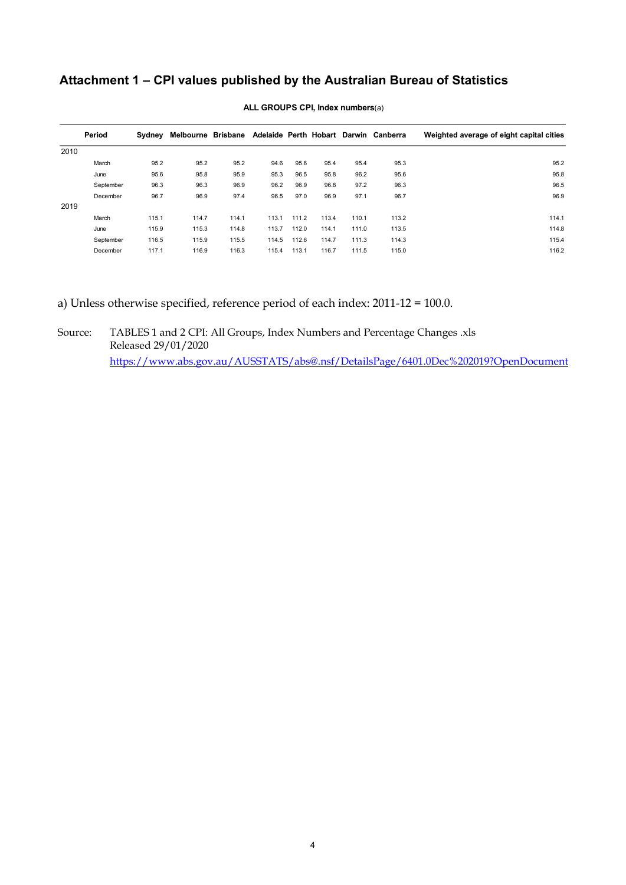## Attachment 1 – CPI values published by the Australian Bureau of Statistics

**ALL GROUPS CPI, Index numbers**(a)

| Period | | Sydney | Melbourne | Brisbane | Adelaide | Perth | Hobart | Darwin | Canberra | Weighted average of eight capital cities |
|---|---|---|---|---|---|---|---|---|---|---|
| 2010 | | | | | | | | | | |
| | March | 95.2 | 95.2 | 95.2 | 94.6 | 95.6 | 95.4 | 95.4 | 95.3 | 95.2 |
| | June | 95.6 | 95.8 | 95.9 | 95.3 | 96.5 | 95.8 | 96.2 | 95.6 | 95.8 |
| | September | 96.3 | 96.3 | 96.9 | 96.2 | 96.9 | 96.8 | 97.2 | 96.3 | 96.5 |
| | December | 96.7 | 96.9 | 97.4 | 96.5 | 97.0 | 96.9 | 97.1 | 96.7 | 96.9 |
| 2019 | | | | | | | | | | |
| | March | 115.1 | 114.7 | 114.1 | 113.1 | 111.2 | 113.4 | 110.1 | 113.2 | 114.1 |
| | June | 115.9 | 115.3 | 114.8 | 113.7 | 112.0 | 114.1 | 111.0 | 113.5 | 114.8 |
| | September | 116.5 | 115.9 | 115.5 | 114.5 | 112.6 | 114.7 | 111.3 | 114.3 | 115.4 |
| | December | 117.1 | 116.9 | 116.3 | 115.4 | 113.1 | 116.7 | 111.5 | 115.0 | 116.2 |

a) Unless otherwise specified, reference period of each index: 2011-12 = 100.0.

Source: TABLES 1 and 2 CPI: All Groups, Index Numbers and Percentage Changes .xls
Released 29/01/2020
https://www.abs.gov.au/AUSSTATS/abs@.nsf/DetailsPage/6401.0Dec%202019?OpenDocument